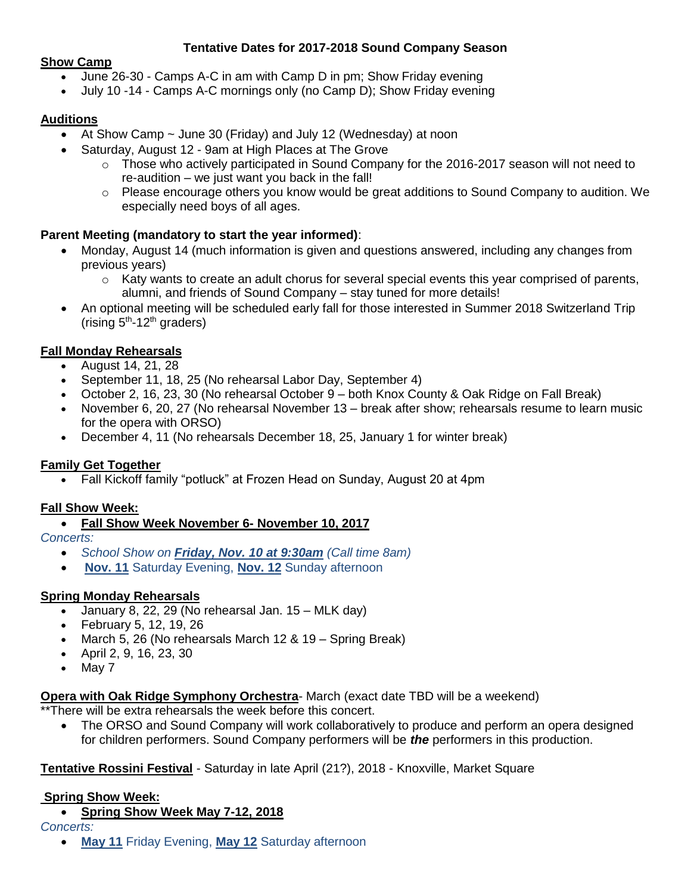# Tentative Dates for 2017-2018 Sound Company Season

## Show Camp

- June 26-30 - Camps A-C in am with Camp D in pm; Show Friday evening
- July 10 -14 - Camps A-C mornings only (no Camp D); Show Friday evening

## Auditions

- At Show Camp ~ June 30 (Friday) and July 12 (Wednesday) at noon
- Saturday, August 12 - 9am at High Places at The Grove
  - Those who actively participated in Sound Company for the 2016-2017 season will not need to re-audition – we just want you back in the fall!
  - Please encourage others you know would be great additions to Sound Company to audition. We especially need boys of all ages.

**Parent Meeting (mandatory to start the year informed)**:

- Monday, August 14 (much information is given and questions answered, including any changes from previous years)
  - Katy wants to create an adult chorus for several special events this year comprised of parents, alumni, and friends of Sound Company – stay tuned for more details!
- An optional meeting will be scheduled early fall for those interested in Summer 2018 Switzerland Trip (rising 5th-12th graders)

## Fall Monday Rehearsals

- August 14, 21, 28
- September 11, 18, 25 (No rehearsal Labor Day, September 4)
- October 2, 16, 23, 30 (No rehearsal October 9 – both Knox County & Oak Ridge on Fall Break)
- November 6, 20, 27 (No rehearsal November 13 – break after show; rehearsals resume to learn music for the opera with ORSO)
- December 4, 11 (No rehearsals December 18, 25, January 1 for winter break)

## Family Get Together

- Fall Kickoff family "potluck" at Frozen Head on Sunday, August 20 at 4pm

## Fall Show Week:

- **Fall Show Week November 6- November 10, 2017**

*Concerts:*

- *School Show on **Friday, Nov. 10 at 9:30am** (Call time 8am)*
- **Nov. 11** Saturday Evening, **Nov. 12** Sunday afternoon

## Spring Monday Rehearsals

- January 8, 22, 29 (No rehearsal Jan. 15 – MLK day)
- February 5, 12, 19, 26
- March 5, 26 (No rehearsals March 12 & 19 – Spring Break)
- April 2, 9, 16, 23, 30
- May 7

**Opera with Oak Ridge Symphony Orchestra**- March (exact date TBD will be a weekend)

**There will be extra rehearsals the week before this concert.

- The ORSO and Sound Company will work collaboratively to produce and perform an opera designed for children performers. Sound Company performers will be ***the*** performers in this production.

**Tentative Rossini Festival** - Saturday in late April (21?), 2018 - Knoxville, Market Square

## Spring Show Week:

- **Spring Show Week May 7-12, 2018**

*Concerts:*

- **May 11** Friday Evening, **May 12** Saturday afternoon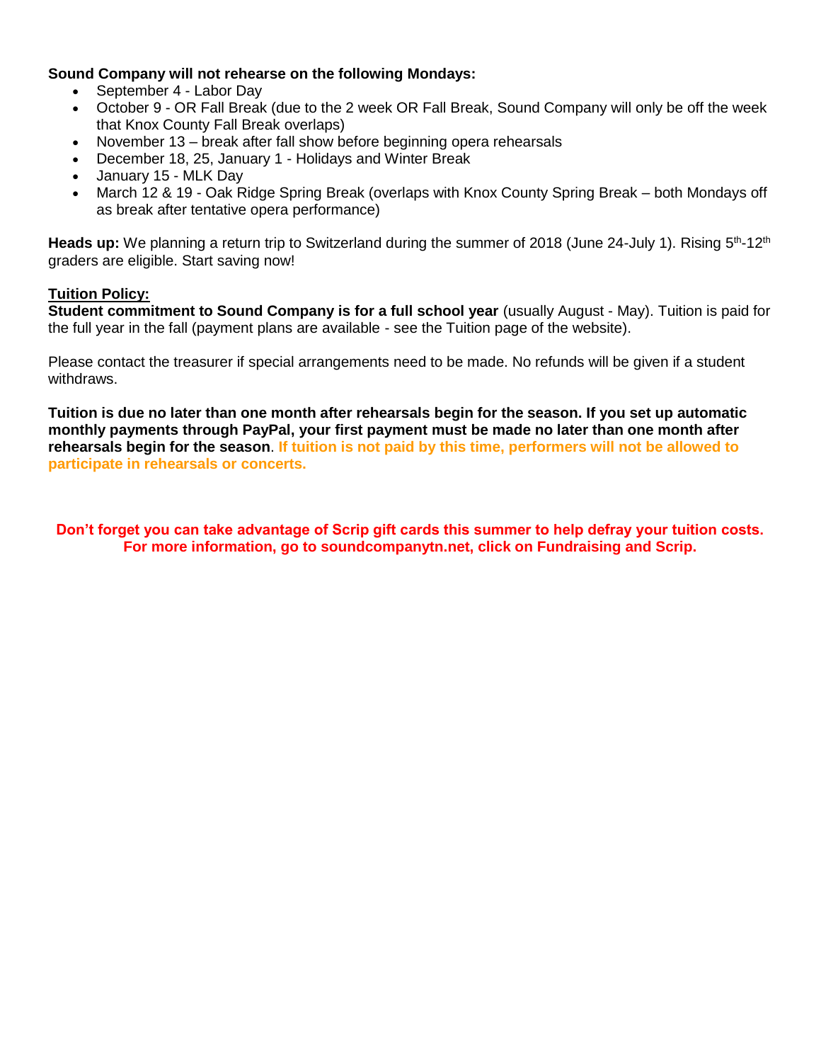**Sound Company will not rehearse on the following Mondays:**

- September 4 - Labor Day
- October 9 - OR Fall Break (due to the 2 week OR Fall Break, Sound Company will only be off the week that Knox County Fall Break overlaps)
- November 13 – break after fall show before beginning opera rehearsals
- December 18, 25, January 1 - Holidays and Winter Break
- January 15 - MLK Day
- March 12 & 19 - Oak Ridge Spring Break (overlaps with Knox County Spring Break – both Mondays off as break after tentative opera performance)

**Heads up:** We planning a return trip to Switzerland during the summer of 2018 (June 24-July 1). Rising 5th-12th graders are eligible. Start saving now!

**Tuition Policy:**

**Student commitment to Sound Company is for a full school year** (usually August - May). Tuition is paid for the full year in the fall (payment plans are available - see the Tuition page of the website).

Please contact the treasurer if special arrangements need to be made. No refunds will be given if a student withdraws.

**Tuition is due no later than one month after rehearsals begin for the season. If you set up automatic monthly payments through PayPal, your first payment must be made no later than one month after rehearsals begin for the season**. **If tuition is not paid by this time, performers will not be allowed to participate in rehearsals or concerts.**

**Don't forget you can take advantage of Scrip gift cards this summer to help defray your tuition costs. For more information, go to soundcompanytn.net, click on Fundraising and Scrip.**